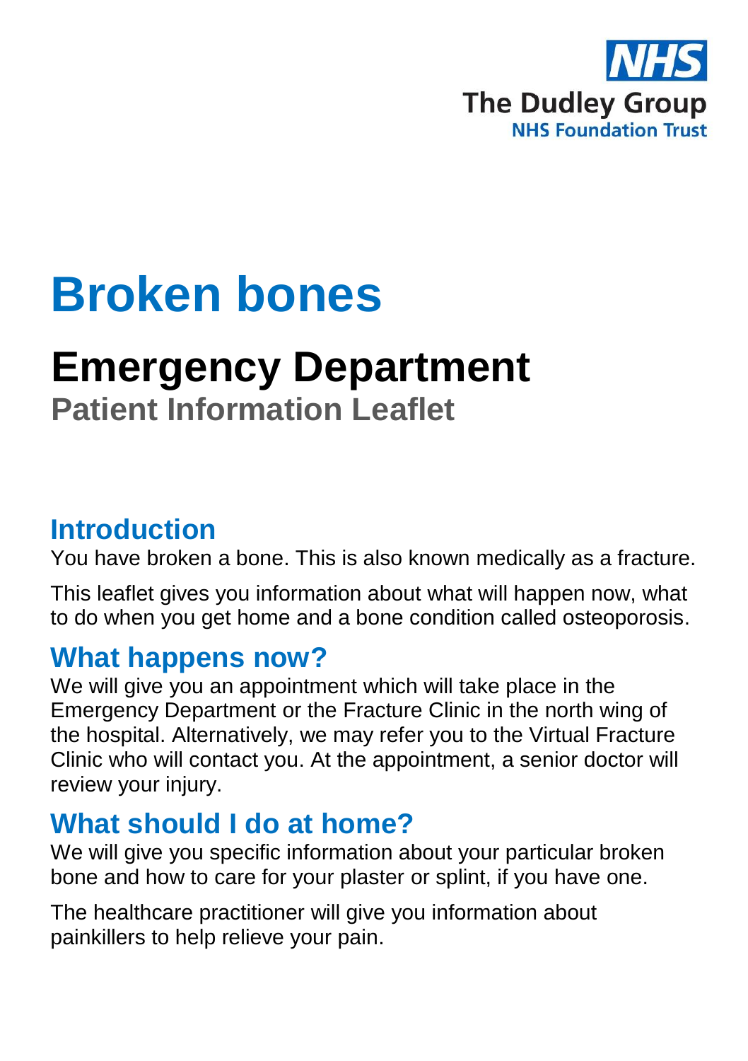NHS
The Dudley Group
NHS Foundation Trust

# Broken bones

## Emergency Department

### Patient Information Leaflet

## Introduction

You have broken a bone. This is also known medically as a fracture.

This leaflet gives you information about what will happen now, what to do when you get home and a bone condition called osteoporosis.

## What happens now?

We will give you an appointment which will take place in the Emergency Department or the Fracture Clinic in the north wing of the hospital. Alternatively, we may refer you to the Virtual Fracture Clinic who will contact you. At the appointment, a senior doctor will review your injury.

## What should I do at home?

We will give you specific information about your particular broken bone and how to care for your plaster or splint, if you have one.

The healthcare practitioner will give you information about painkillers to help relieve your pain.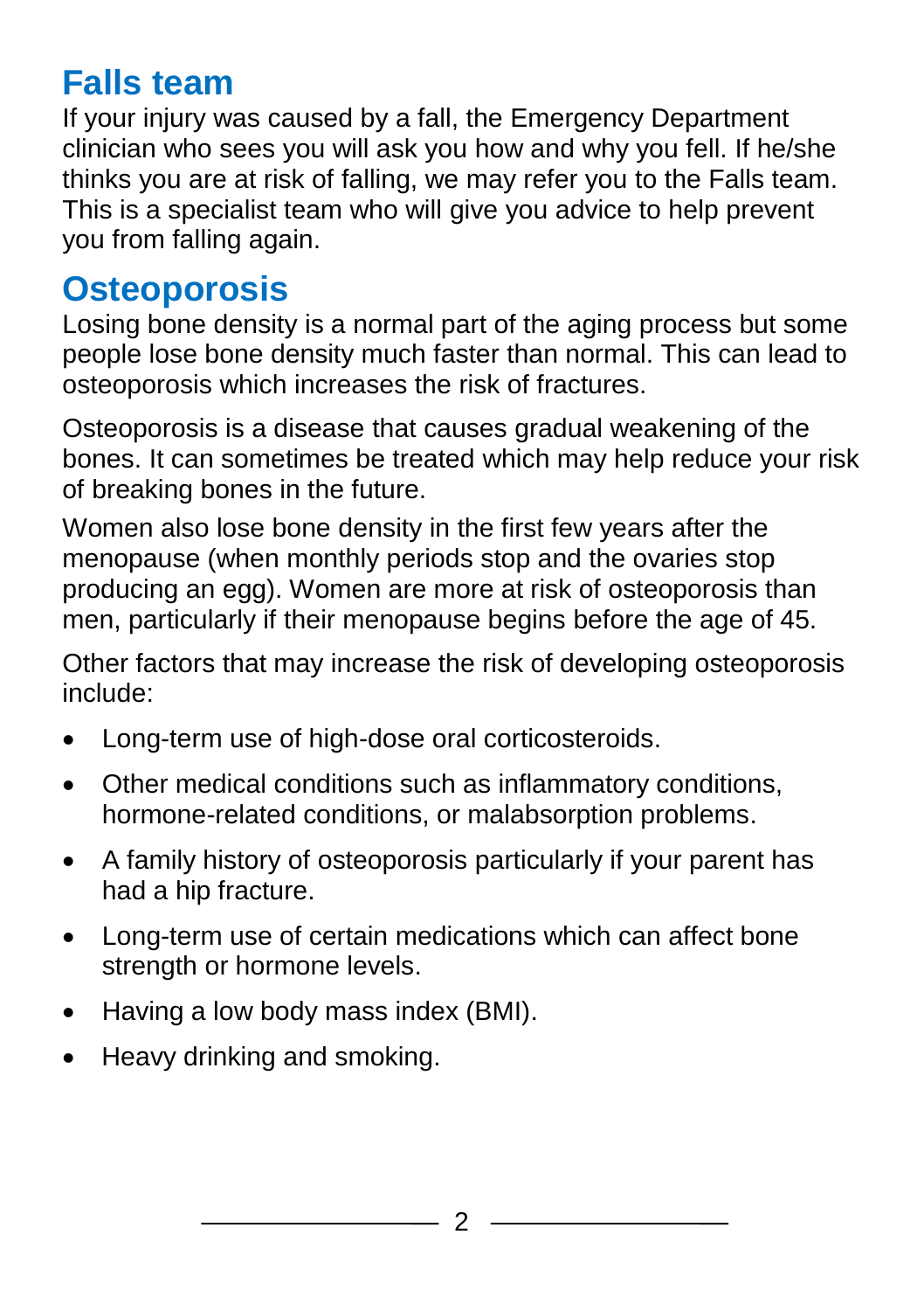## Falls team

If your injury was caused by a fall, the Emergency Department clinician who sees you will ask you how and why you fell. If he/she thinks you are at risk of falling, we may refer you to the Falls team. This is a specialist team who will give you advice to help prevent you from falling again.

## Osteoporosis

Losing bone density is a normal part of the aging process but some people lose bone density much faster than normal. This can lead to osteoporosis which increases the risk of fractures.

Osteoporosis is a disease that causes gradual weakening of the bones. It can sometimes be treated which may help reduce your risk of breaking bones in the future.

Women also lose bone density in the first few years after the menopause (when monthly periods stop and the ovaries stop producing an egg). Women are more at risk of osteoporosis than men, particularly if their menopause begins before the age of 45.

Other factors that may increase the risk of developing osteoporosis include:

- Long-term use of high-dose oral corticosteroids.
- Other medical conditions such as inflammatory conditions, hormone-related conditions, or malabsorption problems.
- A family history of osteoporosis particularly if your parent has had a hip fracture.
- Long-term use of certain medications which can affect bone strength or hormone levels.
- Having a low body mass index (BMI).
- Heavy drinking and smoking.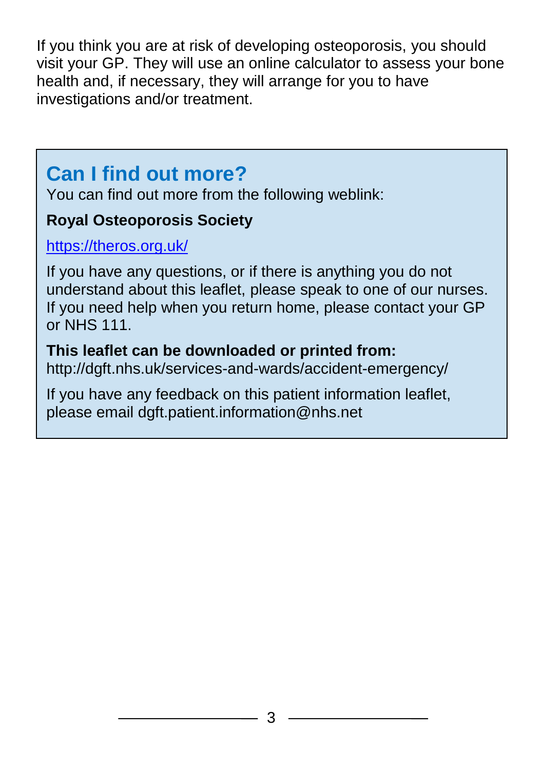If you think you are at risk of developing osteoporosis, you should visit your GP. They will use an online calculator to assess your bone health and, if necessary, they will arrange for you to have investigations and/or treatment.

## Can I find out more?

You can find out more from the following weblink:

**Royal Osteoporosis Society**

https://theros.org.uk/

If you have any questions, or if there is anything you do not understand about this leaflet, please speak to one of our nurses. If you need help when you return home, please contact your GP or NHS 111.

**This leaflet can be downloaded or printed from:**
http://dgft.nhs.uk/services-and-wards/accident-emergency/

If you have any feedback on this patient information leaflet, please email dgft.patient.information@nhs.net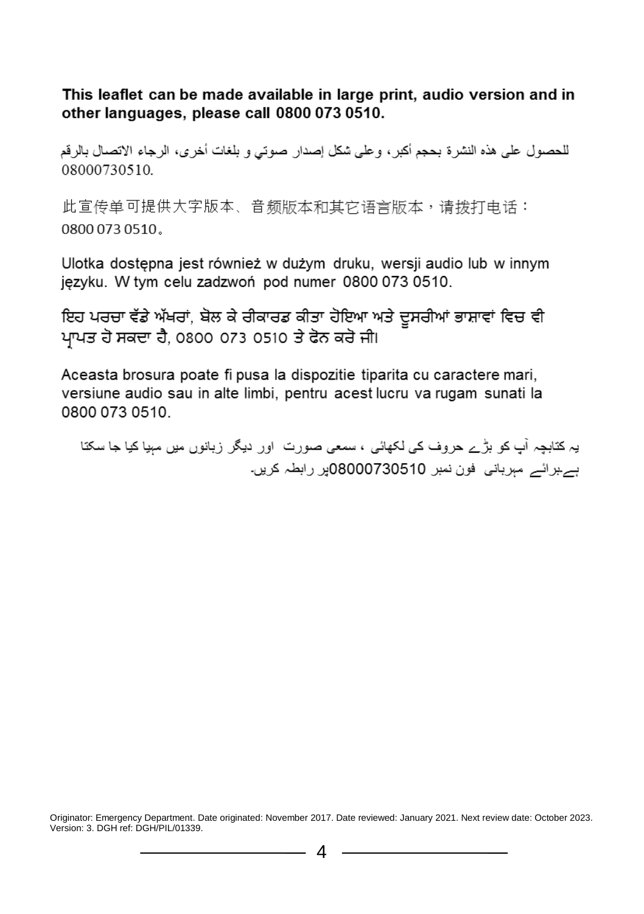**This leaflet can be made available in large print, audio version and in other languages, please call 0800 073 0510.**

للحصول على هذه النشرة بحجم أكبر، وعلى شكل إصدار صوتي و بلغات أخرى، الرجاء الاتصال بالرقم 08000730510.

此宣传单可提供大字版本、音频版本和其它语言版本，请拨打电话：0800 073 0510。

Ulotka dostępna jest również w dużym druku, wersji audio lub w innym języku. W tym celu zadzwoń pod numer 0800 073 0510.

ਇਹ ਪਰਚਾ ਵੱਡੇ ਅੱਖਰਾਂ, ਬੋਲ ਕੇ ਰੀਕਾਰਡ ਕੀਤਾ ਹੋਇਆ ਅਤੇ ਦੂਸਰੀਆਂ ਭਾਸ਼ਾਵਾਂ ਵਿਚ ਵੀ ਪ੍ਰਾਪਤ ਹੋ ਸਕਦਾ ਹੈ, 0800 073 0510 ਤੇ ਫੋਨ ਕਰੋ ਜੀ।

Aceasta brosura poate fi pusa la dispozitie tiparita cu caractere mari, versiune audio sau in alte limbi, pentru acest lucru va rugam sunati la 0800 073 0510.

یہ کتابچہ آپ کو بڑے حروف کی لکھائی ، سمعی صورت اور دیگر زبانوں میں مہیا کیا جا سکتا ہے۔برائے مہربانی فون نمبر 08000730510پر رابطہ کریں۔

Originator: Emergency Department. Date originated: November 2017. Date reviewed: January 2021. Next review date: October 2023. Version: 3. DGH ref: DGH/PIL/01339.